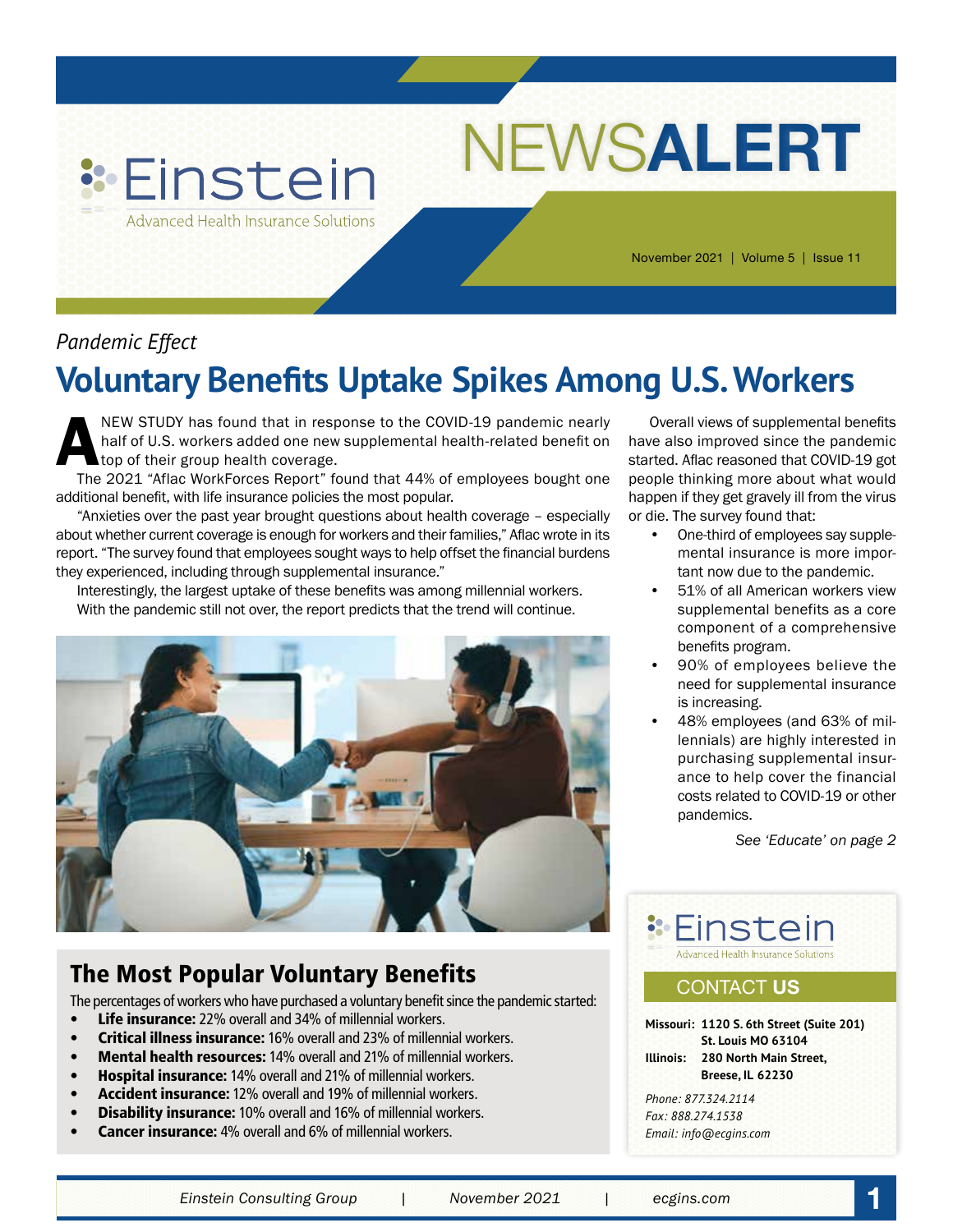# Einstein

Advanced Health Insurance Solutions

# NEWSALERT

November 2021 | Volume 5 | Issue 11

*Pandemic Effect*

## Voluntary Benefits Uptake Spikes Among U.S. Workers

A NEW STUDY has found that in response to the COVID-19 pandemic nearly half of U.S. workers added one new supplemental health-related benefit on top of their group health coverage.

The 2021 "Aflac WorkForces Report" found that 44% of employees bought one additional benefit, with life insurance policies the most popular.

"Anxieties over the past year brought questions about health coverage – especially about whether current coverage is enough for workers and their families," Aflac wrote in its report. "The survey found that employees sought ways to help offset the financial burdens they experienced, including through supplemental insurance."

Interestingly, the largest uptake of these benefits was among millennial workers. With the pandemic still not over, the report predicts that the trend will continue.

Overall views of supplemental benefits have also improved since the pandemic started. Aflac reasoned that COVID-19 got people thinking more about what would happen if they get gravely ill from the virus or die. The survey found that:

- One-third of employees say supplemental insurance is more important now due to the pandemic.
- 51% of all American workers view supplemental benefits as a core component of a comprehensive benefits program.
- 90% of employees believe the need for supplemental insurance is increasing.
- 48% employees (and 63% of millennials) are highly interested in purchasing supplemental insurance to help cover the financial costs related to COVID-19 or other pandemics.

*See 'Educate' on page 2*

### The Most Popular Voluntary Benefits

The percentages of workers who have purchased a voluntary benefit since the pandemic started:

- **Life insurance:** 22% overall and 34% of millennial workers.
- **Critical illness insurance:** 16% overall and 23% of millennial workers.
- **Mental health resources:** 14% overall and 21% of millennial workers.
- **Hospital insurance:** 14% overall and 21% of millennial workers.
- **Accident insurance:** 12% overall and 19% of millennial workers.
- **Disability insurance:** 10% overall and 16% of millennial workers.
- **Cancer insurance:** 4% overall and 6% of millennial workers.

### Einstein

Advanced Health Insurance Solutions

#### CONTACT US

**Missouri:** **1120 S. 6th Street (Suite 201) St. Louis MO 63104**

**Illinois:** **280 North Main Street, Breese, IL 62230**

*Phone: 877.324.2114*
*Fax: 888.274.1538*
*Email: info@ecgins.com*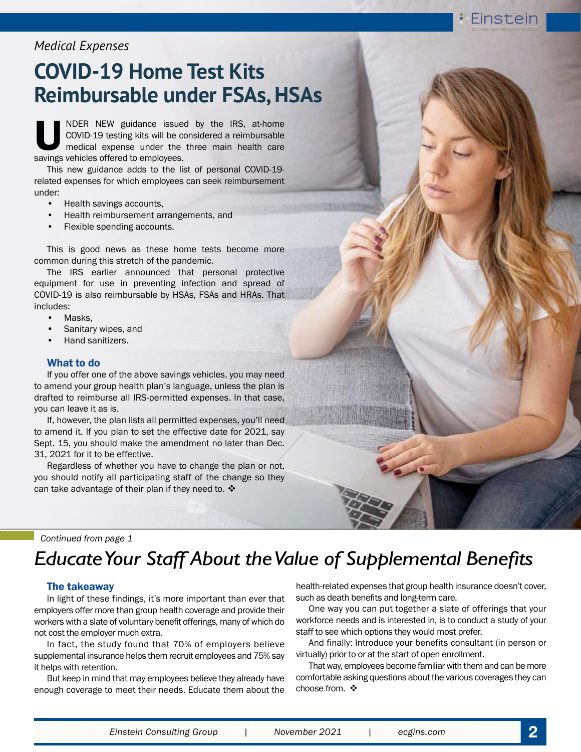*Medical Expenses*

# COVID-19 Home Test Kits Reimbursable under FSAs, HSAs

UNDER NEW guidance issued by the IRS, at-home COVID-19 testing kits will be considered a reimbursable medical expense under the three main health care savings vehicles offered to employees.

This new guidance adds to the list of personal COVID-19-related expenses for which employees can seek reimbursement under:

- Health savings accounts,
- Health reimbursement arrangements, and
- Flexible spending accounts.

This is good news as these home tests become more common during this stretch of the pandemic.

The IRS earlier announced that personal protective equipment for use in preventing infection and spread of COVID-19 is also reimbursable by HSAs, FSAs and HRAs. That includes:

- Masks,
- Sanitary wipes, and
- Hand sanitizers.

### What to do

If you offer one of the above savings vehicles, you may need to amend your group health plan's language, unless the plan is drafted to reimburse all IRS-permitted expenses. In that case, you can leave it as is.

If, however, the plan lists all permitted expenses, you'll need to amend it. If you plan to set the effective date for 2021, say Sept. 15, you should make the amendment no later than Dec. 31, 2021 for it to be effective.

Regardless of whether you have to change the plan or not, you should notify all participating staff of the change so they can take advantage of their plan if they need to. ❖

*Continued from page 1*

## *Educate Your Staff About the Value of Supplemental Benefits*

### The takeaway

In light of these findings, it's more important than ever that employers offer more than group health coverage and provide their workers with a slate of voluntary benefit offerings, many of which do not cost the employer much extra.

In fact, the study found that 70% of employers believe supplemental insurance helps them recruit employees and 75% say it helps with retention.

But keep in mind that may employees believe they already have enough coverage to meet their needs. Educate them about the health-related expenses that group health insurance doesn't cover, such as death benefits and long-term care.

One way you can put together a slate of offerings that your workforce needs and is interested in, is to conduct a study of your staff to see which options they would most prefer.

And finally: Introduce your benefits consultant (in person or virtually) prior to or at the start of open enrollment.

That way, employees become familiar with them and can be more comfortable asking questions about the various coverages they can choose from. ❖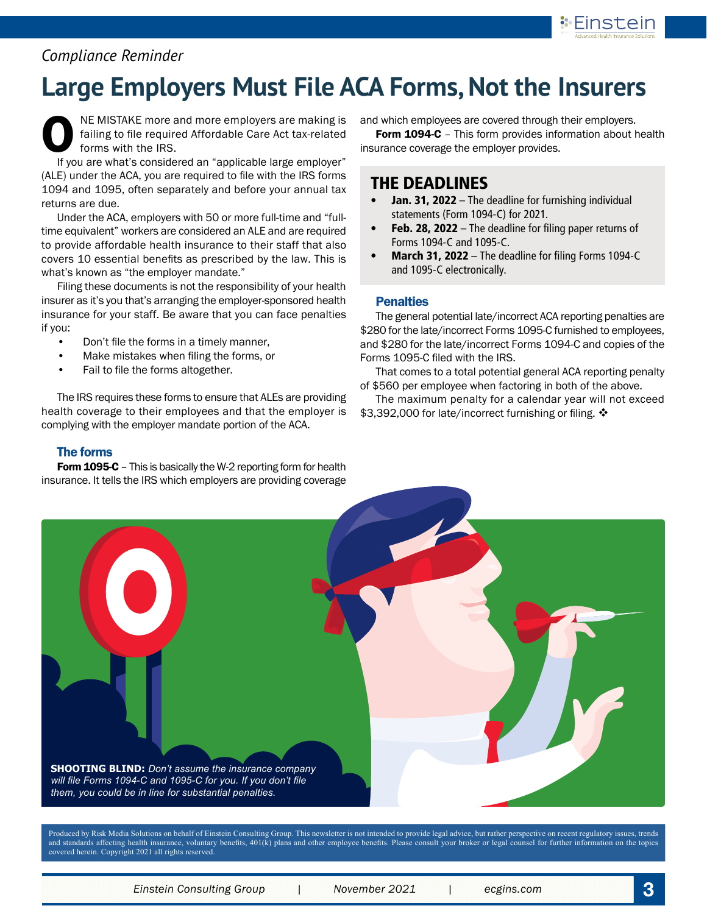*Compliance Reminder*

# Large Employers Must File ACA Forms, Not the Insurers

ONE MISTAKE more and more employers are making is failing to file required Affordable Care Act tax-related forms with the IRS.

If you are what's considered an "applicable large employer" (ALE) under the ACA, you are required to file with the IRS forms 1094 and 1095, often separately and before your annual tax returns are due.

Under the ACA, employers with 50 or more full-time and "full-time equivalent" workers are considered an ALE and are required to provide affordable health insurance to their staff that also covers 10 essential benefits as prescribed by the law. This is what's known as "the employer mandate."

Filing these documents is not the responsibility of your health insurer as it's you that's arranging the employer-sponsored health insurance for your staff. Be aware that you can face penalties if you:

- Don't file the forms in a timely manner,
- Make mistakes when filing the forms, or
- Fail to file the forms altogether.

The IRS requires these forms to ensure that ALEs are providing health coverage to their employees and that the employer is complying with the employer mandate portion of the ACA.

### The forms

**Form 1095-C** – This is basically the W-2 reporting form for health insurance. It tells the IRS which employers are providing coverage and which employees are covered through their employers.

**Form 1094-C** – This form provides information about health insurance coverage the employer provides.

## THE DEADLINES

- **Jan. 31, 2022** – The deadline for furnishing individual statements (Form 1094-C) for 2021.
- **Feb. 28, 2022** – The deadline for filing paper returns of Forms 1094-C and 1095-C.
- **March 31, 2022** – The deadline for filing Forms 1094-C and 1095-C electronically.

### Penalties

The general potential late/incorrect ACA reporting penalties are $280 for the late/incorrect Forms 1095-C furnished to employees, and $280 for the late/incorrect Forms 1094-C and copies of the Forms 1095-C filed with the IRS.

That comes to a total potential general ACA reporting penalty of $560 per employee when factoring in both of the above.

The maximum penalty for a calendar year will not exceed $3,392,000 for late/incorrect furnishing or filing. ❖

**SHOOTING BLIND:** *Don't assume the insurance company will file Forms 1094-C and 1095-C for you. If you don't file them, you could be in line for substantial penalties.*

Produced by Risk Media Solutions on behalf of Einstein Consulting Group. This newsletter is not intended to provide legal advice, but rather perspective on recent regulatory issues, trends and standards affecting health insurance, voluntary benefits, 401(k) plans and other employee benefits. Please consult your broker or legal counsel for further information on the topics covered herein. Copyright 2021 all rights reserved.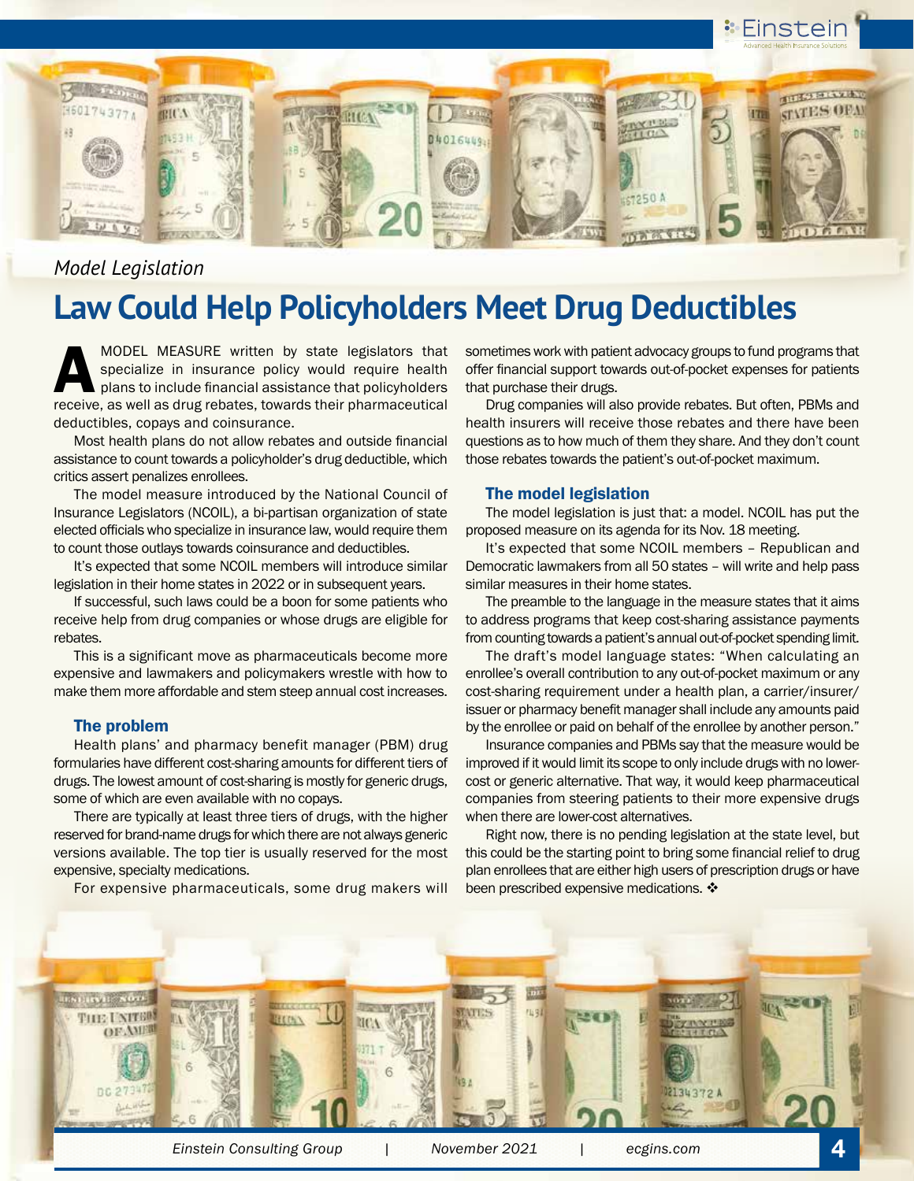*Model Legislation*

# Law Could Help Policyholders Meet Drug Deductibles

A MODEL MEASURE written by state legislators that specialize in insurance policy would require health plans to include financial assistance that policyholders receive, as well as drug rebates, towards their pharmaceutical deductibles, copays and coinsurance.

Most health plans do not allow rebates and outside financial assistance to count towards a policyholder's drug deductible, which critics assert penalizes enrollees.

The model measure introduced by the National Council of Insurance Legislators (NCOIL), a bi-partisan organization of state elected officials who specialize in insurance law, would require them to count those outlays towards coinsurance and deductibles.

It's expected that some NCOIL members will introduce similar legislation in their home states in 2022 or in subsequent years.

If successful, such laws could be a boon for some patients who receive help from drug companies or whose drugs are eligible for rebates.

This is a significant move as pharmaceuticals become more expensive and lawmakers and policymakers wrestle with how to make them more affordable and stem steep annual cost increases.

### The problem

Health plans' and pharmacy benefit manager (PBM) drug formularies have different cost-sharing amounts for different tiers of drugs. The lowest amount of cost-sharing is mostly for generic drugs, some of which are even available with no copays.

There are typically at least three tiers of drugs, with the higher reserved for brand-name drugs for which there are not always generic versions available. The top tier is usually reserved for the most expensive, specialty medications.

For expensive pharmaceuticals, some drug makers will sometimes work with patient advocacy groups to fund programs that offer financial support towards out-of-pocket expenses for patients that purchase their drugs.

Drug companies will also provide rebates. But often, PBMs and health insurers will receive those rebates and there have been questions as to how much of them they share. And they don't count those rebates towards the patient's out-of-pocket maximum.

### The model legislation

The model legislation is just that: a model. NCOIL has put the proposed measure on its agenda for its Nov. 18 meeting.

It's expected that some NCOIL members – Republican and Democratic lawmakers from all 50 states – will write and help pass similar measures in their home states.

The preamble to the language in the measure states that it aims to address programs that keep cost-sharing assistance payments from counting towards a patient's annual out-of-pocket spending limit.

The draft's model language states: "When calculating an enrollee's overall contribution to any out-of-pocket maximum or any cost-sharing requirement under a health plan, a carrier/insurer/issuer or pharmacy benefit manager shall include any amounts paid by the enrollee or paid on behalf of the enrollee by another person."

Insurance companies and PBMs say that the measure would be improved if it would limit its scope to only include drugs with no lower-cost or generic alternative. That way, it would keep pharmaceutical companies from steering patients to their more expensive drugs when there are lower-cost alternatives.

Right now, there is no pending legislation at the state level, but this could be the starting point to bring some financial relief to drug plan enrollees that are either high users of prescription drugs or have been prescribed expensive medications. ❖